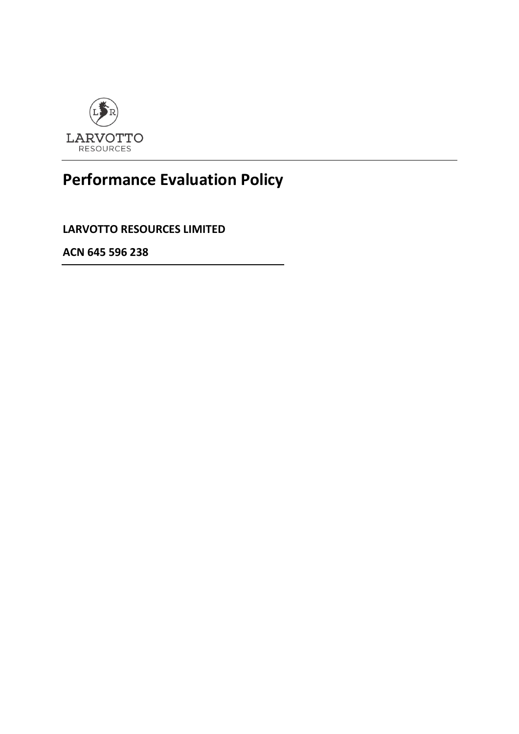LARVOTTO
RESOURCES

# Performance Evaluation Policy

**LARVOTTO RESOURCES LIMITED**

**ACN 645 596 238**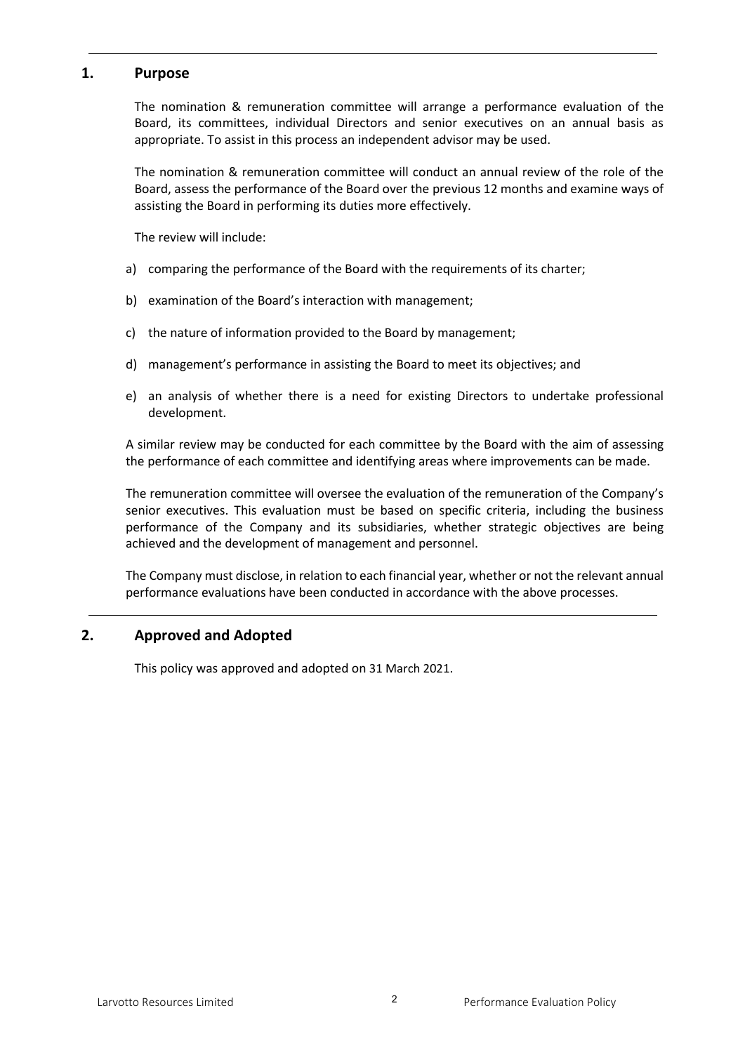## 1. Purpose

The nomination & remuneration committee will arrange a performance evaluation of the Board, its committees, individual Directors and senior executives on an annual basis as appropriate. To assist in this process an independent advisor may be used.

The nomination & remuneration committee will conduct an annual review of the role of the Board, assess the performance of the Board over the previous 12 months and examine ways of assisting the Board in performing its duties more effectively.

The review will include:

a) comparing the performance of the Board with the requirements of its charter;

b) examination of the Board's interaction with management;

c) the nature of information provided to the Board by management;

d) management's performance in assisting the Board to meet its objectives; and

e) an analysis of whether there is a need for existing Directors to undertake professional development.

A similar review may be conducted for each committee by the Board with the aim of assessing the performance of each committee and identifying areas where improvements can be made.

The remuneration committee will oversee the evaluation of the remuneration of the Company's senior executives. This evaluation must be based on specific criteria, including the business performance of the Company and its subsidiaries, whether strategic objectives are being achieved and the development of management and personnel.

The Company must disclose, in relation to each financial year, whether or not the relevant annual performance evaluations have been conducted in accordance with the above processes.

## 2. Approved and Adopted

This policy was approved and adopted on 31 March 2021.